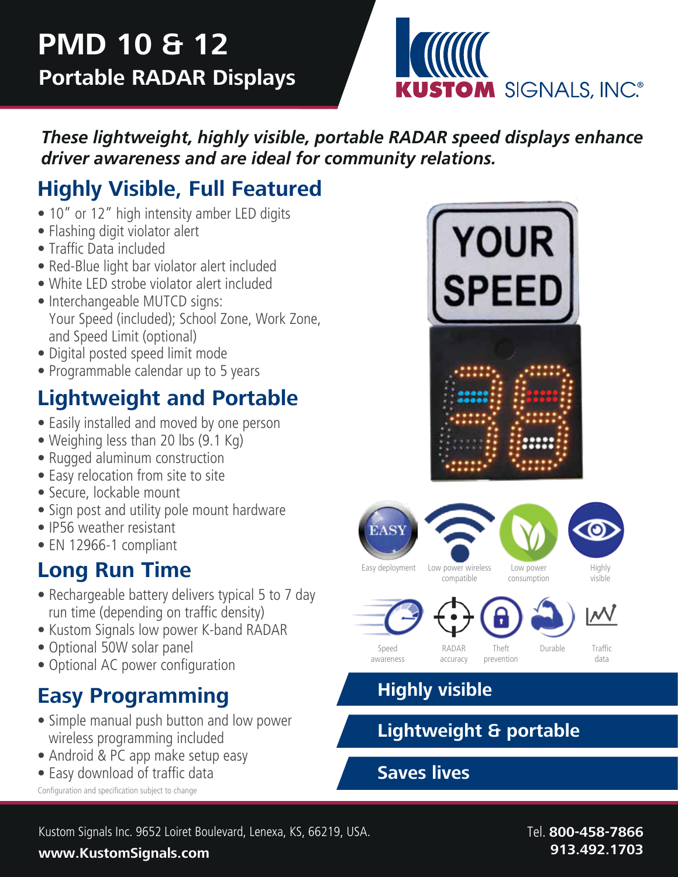# PMD 10 & 12
## Portable RADAR Displays

KUSTOM SIGNALS, INC.®

***These lightweight, highly visible, portable RADAR speed displays enhance driver awareness and are ideal for community relations.***

## Highly Visible, Full Featured

- 10″ or 12″ high intensity amber LED digits
- Flashing digit violator alert
- Traffic Data included
- Red-Blue light bar violator alert included
- White LED strobe violator alert included
- Interchangeable MUTCD signs: Your Speed (included); School Zone, Work Zone, and Speed Limit (optional)
- Digital posted speed limit mode
- Programmable calendar up to 5 years

## Lightweight and Portable

- Easily installed and moved by one person
- Weighing less than 20 lbs (9.1 Kg)
- Rugged aluminum construction
- Easy relocation from site to site
- Secure, lockable mount
- Sign post and utility pole mount hardware
- IP56 weather resistant
- EN 12966-1 compliant

## Long Run Time

- Rechargeable battery delivers typical 5 to 7 day run time (depending on traffic density)
- Kustom Signals low power K-band RADAR
- Optional 50W solar panel
- Optional AC power configuration

## Easy Programming

- Simple manual push button and low power wireless programming included
- Android & PC app make setup easy
- Easy download of traffic data

Configuration and specification subject to change

Easy deployment | Low power wireless compatible | Low power consumption | Highly visible

Speed awareness | RADAR accuracy | Theft prevention | Durable | Traffic data

**Highly visible**

**Lightweight & portable**

**Saves lives**

Kustom Signals Inc. 9652 Loiret Boulevard, Lenexa, KS, 66219, USA.

**www.KustomSignals.com**

Tel. **800-458-7866**
**913.492.1703**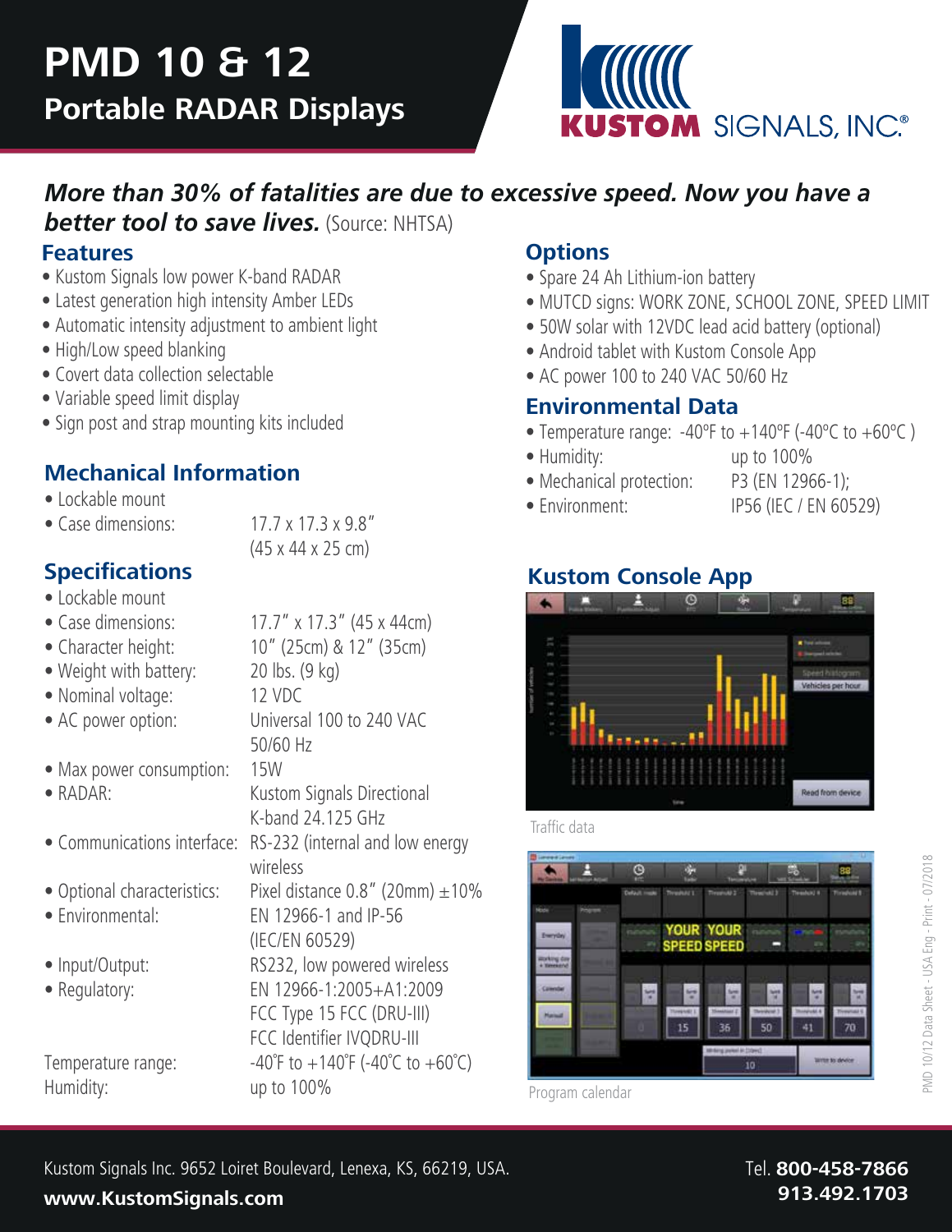# PMD 10 & 12

## Portable RADAR Displays

KUSTOM SIGNALS, INC.®

***More than 30% of fatalities are due to excessive speed. Now you have a better tool to save lives.*** (Source: NHTSA)

## Features

- Kustom Signals low power K-band RADAR
- Latest generation high intensity Amber LEDs
- Automatic intensity adjustment to ambient light
- High/Low speed blanking
- Covert data collection selectable
- Variable speed limit display
- Sign post and strap mounting kits included

## Mechanical Information

- Lockable mount
- Case dimensions: 17.7 x 17.3 x 9.8" (45 x 44 x 25 cm)

## Specifications

- Lockable mount
- Case dimensions: 17.7" x 17.3" (45 x 44cm)
- Character height: 10" (25cm) & 12" (35cm)
- Weight with battery: 20 lbs. (9 kg)
- Nominal voltage: 12 VDC
- AC power option: Universal 100 to 240 VAC 50/60 Hz
- Max power consumption: 15W
- RADAR: Kustom Signals Directional K-band 24.125 GHz
- Communications interface: RS-232 (internal and low energy wireless
- Optional characteristics: Pixel distance 0.8" (20mm) ±10%
- Environmental: EN 12966-1 and IP-56 (IEC/EN 60529)
- Input/Output: RS232, low powered wireless
- Regulatory: EN 12966-1:2005+A1:2009 FCC Type 15 FCC (DRU-III) FCC Identifier IVQDRU-III

Temperature range: -40˚F to +140˚F (-40˚C to +60˚C)

Humidity: up to 100%

## Options

- Spare 24 Ah Lithium-ion battery
- MUTCD signs: WORK ZONE, SCHOOL ZONE, SPEED LIMIT
- 50W solar with 12VDC lead acid battery (optional)
- Android tablet with Kustom Console App
- AC power 100 to 240 VAC 50/60 Hz

## Environmental Data

- Temperature range: -40ºF to +140ºF (-40ºC to +60ºC )
- Humidity: up to 100%
- Mechanical protection: P3 (EN 12966-1);
- Environment: IP56 (IEC / EN 60529)

## Kustom Console App

Traffic data

Program calendar

PMD 10/12 Data Sheet - USA Eng - Print - 07/2018

Kustom Signals Inc. 9652 Loiret Boulevard, Lenexa, KS, 66219, USA.

**www.KustomSignals.com**

Tel. **800-458-7866**
**913.492.1703**